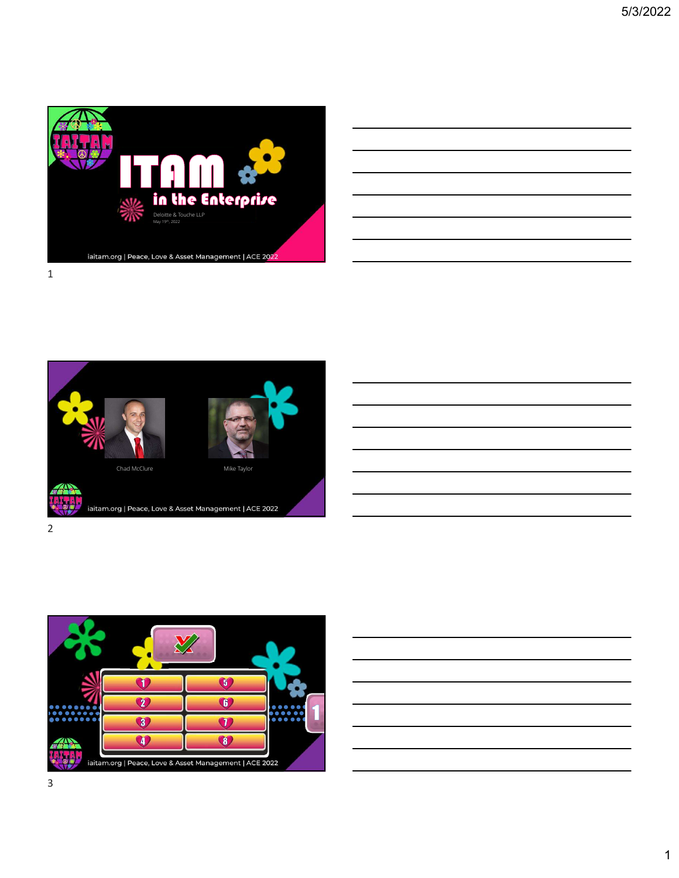# ITAM in the Enterprise

Deloitte & Touche LLP

May 19th, 2022

iaitam.org | Peace, Love & Asset Management | ACE 2022

Chad McClure

Mike Taylor

iaitam.org | Peace, Love & Asset Management | ACE 2022

1 5
2 6
3 7
4 8

iaitam.org | Peace, Love & Asset Management | ACE 2022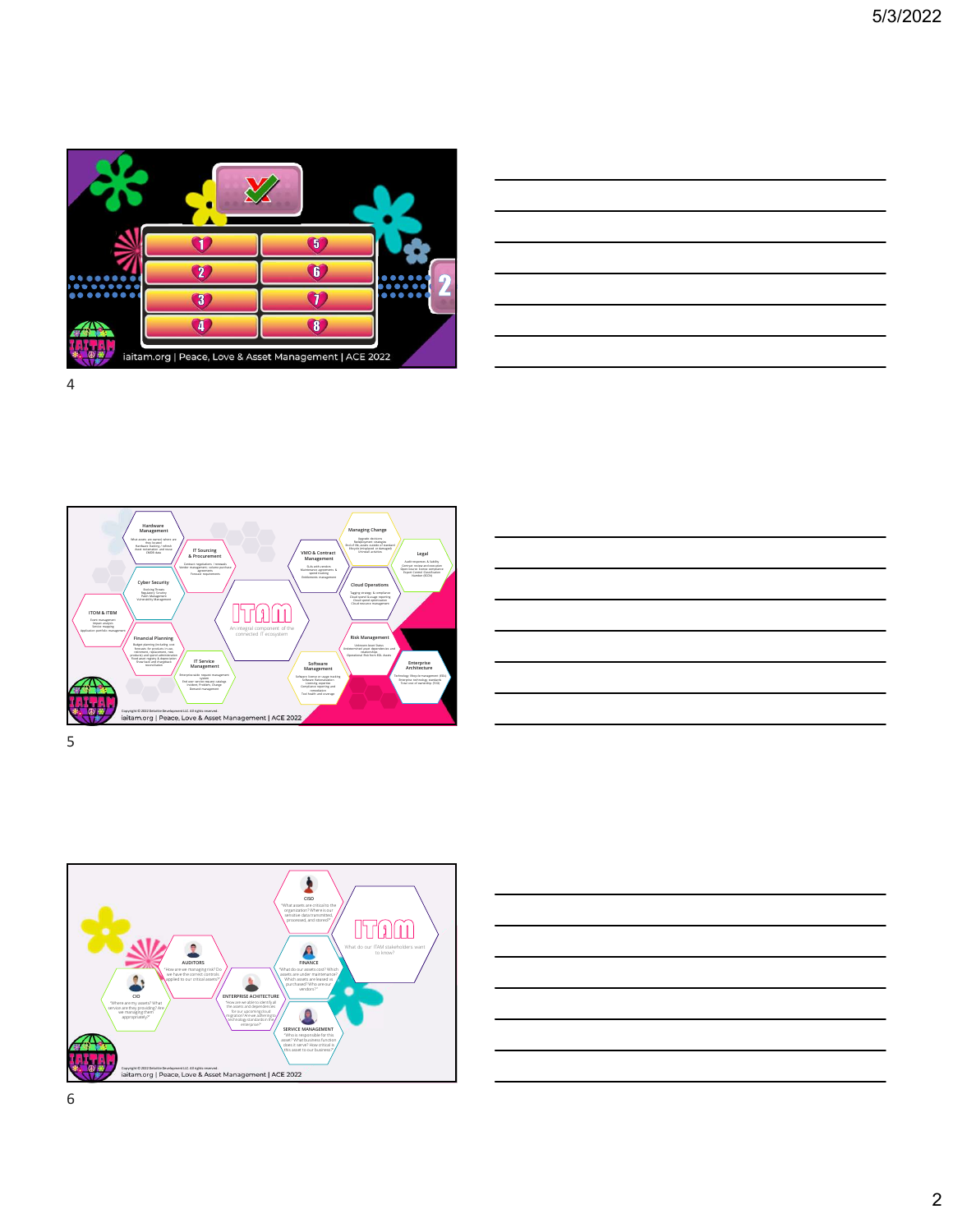1 5
2 6
3 7
4 8

2

iaitam.org | Peace, Love & Asset Management | ACE 2022

4

Hardware Management

IT Sourcing & Procurement

Cyber Security

ITOM & ITBM

Financial Planning

IT Service Management

ITAM

An integral component of the connected IT ecosystem

VMO & Contract Management

Managing Change

Legal

Cloud Operations

Risk Management

Software Management

Enterprise Architecture

Copyright © 2022 Deloitte Development LLC. All rights reserved.

iaitam.org | Peace, Love & Asset Management | ACE 2022

5

CISO

"What assets are critical to the organization? Where is our sensitive data transmitted, processed, and stored?"

ITAM

What do our ITAM stakeholders want to know?

AUDITORS

"How are we managing risk? Do we have the correct controls applied to our critical assets?"

FINANCE

"What do our assets cost? Which assets are under maintenance? Which assets are leased vs purchased? Who are our vendors?"

CIO

"Where are my assets? What service are they providing? Are we managing them appropriately?"

ENTERPRISE ARCHITECTURE

"How are we able to identify all the assets and dependencies for our upcoming cloud migration? Are we adhering to technology standards in the enterprise?"

SERVICE MANAGEMENT

"Who is responsible for the asset? What business function does it serve? How critical is this asset to our business?"

Copyright © 2022 Deloitte Development LLC. All rights reserved.

iaitam.org | Peace, Love & Asset Management | ACE 2022

6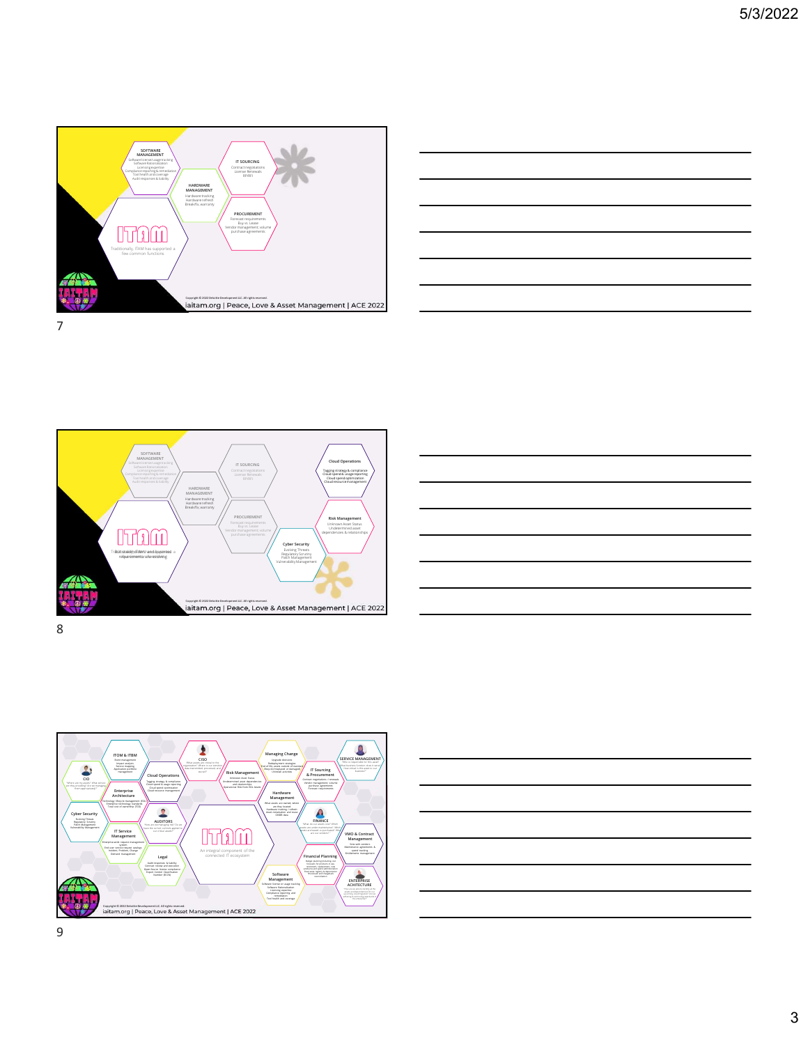SOFTWARE MANAGEMENT

Software license usage tracking
Software Rationalization
Licensing expertise
Compliance reporting & remediation
Tool health and coverage
Audit responses & liability

IT SOURCING

Contract negotiations
License Renewals
RFRFI

HARDWARE MANAGEMENT

Hardware tracking
Hardware refresh
Break/fix, warranty

PROCUREMENT

Forecast requirements
Buy vs. Lease
Vendor management; volume purchase agreements

ITAM

Traditionally, ITAM has supported a few common functions.

Copyright © 2022 Deloitte Development LLC. All rights reserved.

iaitam.org | Peace, Love & Asset Management | ACE 2022

---

SOFTWARE MANAGEMENT

Software license usage tracking
Software Rationalization
Licensing expertise
Compliance reporting & remediation
Tool health and coverage
Audit responses & liability

IT SOURCING

Contract negotiations
License Renewals
RFRFI

HARDWARE MANAGEMENT

Hardware tracking
Hardware refresh
Break/fix, warranty

PROCUREMENT

Forecast requirements
Buy vs. Lease
Vendor management; volume purchase agreements

Cloud Operations

Tagging strategy & compliance
Cloud spend & usage reporting
Cloud spend optimization
Cloud resource management

Risk Management

Unknown Asset Status
Undetermined asset dependencies & relationships

Cyber Security

Evolving Threats
Regulatory Scrutiny
Patch Management
Vulnerability Management

ITAM

But stakeholders and business requirements are evolving

Copyright © 2022 Deloitte Development LLC. All rights reserved.

iaitam.org | Peace, Love & Asset Management | ACE 2022

---

ITOM & ITBM

CIO

Cloud Operations

Enterprise Architecture

Cyber Security

IT Service Management

AUDITORS

Legal

CISO

Risk Management

Managing Change

IT Sourcing & Procurement

Hardware Management

FINANCE

Financial Planning

Software Management

SERVICE MANAGEMENT

VMO & Contract Management

ENTERPRISE ACHITECTURE

ITAM

An integral component of the connected IT ecosystem

Copyright © 2022 Deloitte Development LLC. All rights reserved.

iaitam.org | Peace, Love & Asset Management | ACE 2022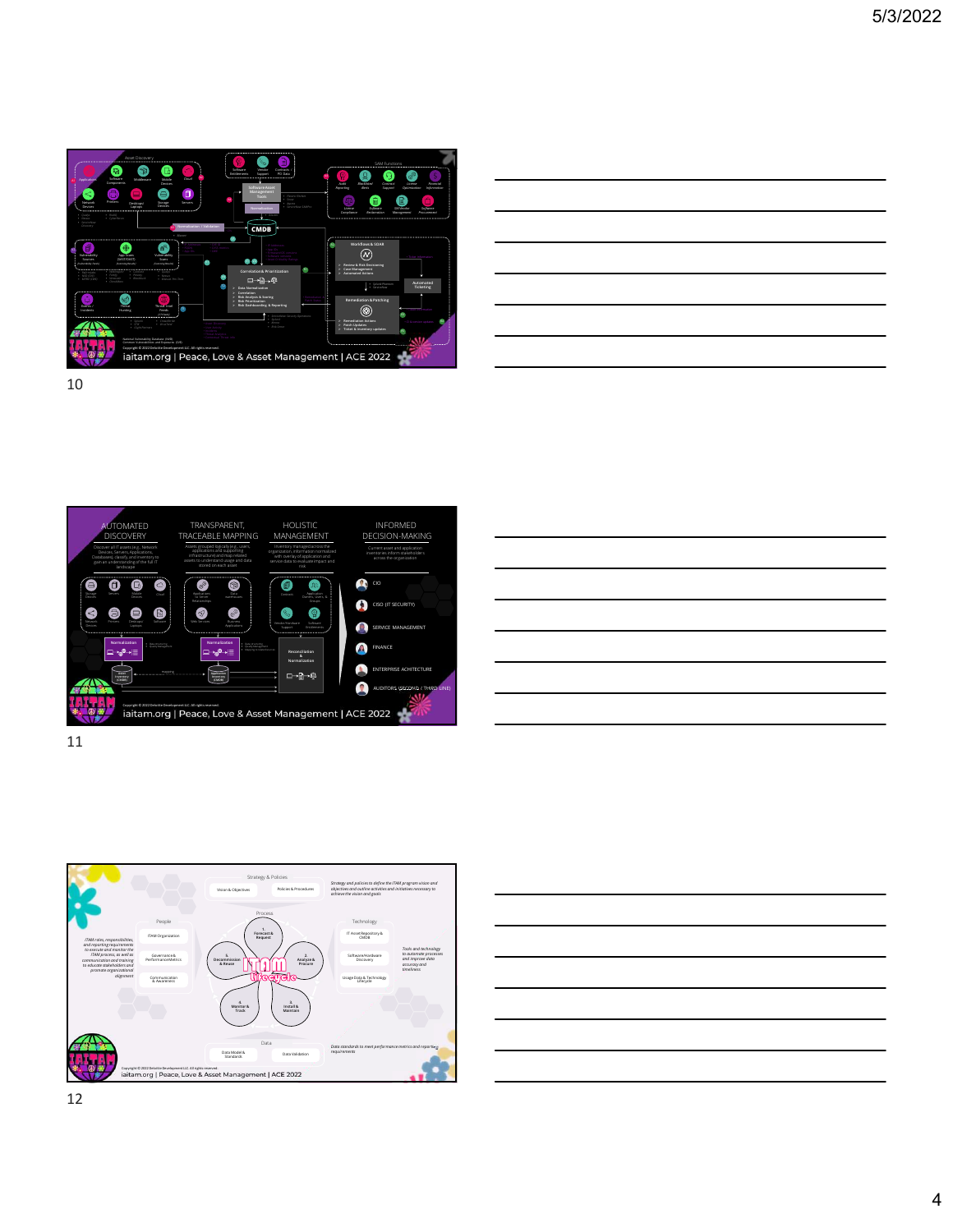## 10

**Asset Discovery**

Applications · Software Components · Middleware · Mobile Devices · Cloud · Network Devices · Printers · Desktops/Laptops · Storage Devices · Servers

Software Entitlements · Vendor Support · Contracts PO Data

Software Asset Management Tools

Normalization

**SAM Functions**

Audit Reporting · Blacklisted Alerts · Contract Support · License Optimization · Financial Information · License Compliance · Software Reclamation · SW Vendor Management · Software Procurement

Normalization / Validation

CMDB

Vulnerability Sources · App Scans (SAST/DAST) · Vulnerability Scans

Correlation & Prioritization

- Data Normalization
- Correlation
- Risk Analysis & Scoring
- Risk Prioritization
- Risk Dashboarding & Reporting

Security Incidents · Threat Hunting · Threat Intel Feeds

Workflows & SOAR

- Review & Risk Dismissing
- Case Management
- Automated Actions

Automated Ticketing

Remediation & Patching

- Remediation Actions
- Patch Updates
- Ticket & inventory updates

Copyright © 2022 Deloitte Development LLC. All rights reserved.

iaitam.org | Peace, Love & Asset Management | ACE 2022

## 11

| AUTOMATED DISCOVERY | TRANSPARENT, TRACEABLE MAPPING | HOLISTIC MANAGEMENT | INFORMED DECISION-MAKING |
|---|---|---|---|
| Discover all IT assets (e.g., Network Devices, Servers, Applications, Databases), classify, and inventory to gain an understanding of the full IT landscape | Assets grouped logically (e.g., users, applications and supporting infrastructure) and map related assets to understand usage and data stored on each asset | Inventory managed across the organization, information normalized with overlay of application and service data to evaluate impact and risk | Current asset and application inventories inform stakeholders across the organization |

Storage Devices · Servers · Mobile Devices · Cloud · Network Devices · Printers · Desktops/Laptops · Software

Applications to Server Relationships · Data Warehouses · Web Services · Business Applications

Contracts · Application Owners, Users, & Groups · Vendor/Hardware Support · Software Entitlements

Normalization · Asset Inventory (CMDB) · Normalization · Application Inventory (CMDB) · Reconciliation & Normalization

- CIO
- CISO (IT SECURITY)
- SERVICE MANAGEMENT
- FINANCE
- ENTERPRISE ACHITECTURE
- AUDITORS (SECOND / THIRD LINE)

Copyright © 2022 Deloitte Development LLC. All rights reserved.

iaitam.org | Peace, Love & Asset Management | ACE 2022

## 12

**Strategy & Policies**

Vision & Objectives · Policies & Procedures

*Strategy and policies to define the ITAM program vision and objectives and outline activities and initiatives necessary to achieve the vision and goals*

**People**

ITAM Organization · Governance & Performance Metrics · Communication & Awareness

*ITAM roles, responsibilities, and reporting requirements to execute and monitor the ITAM process, as well as communication and training to educate stakeholders and promote organizational alignment*

**Process**

ITAM Lifecycle

1. Forecast & Request
2. Analyze & Procure
3. Install & Maintain
4. Monitor & Track
5. Decommission & Reuse

**Technology**

IT Asset Repository & CMDB · Software/Hardware Discovery · Usage Data & Technology Lifecycle

*Tools and technology to automate processes and improve data accuracy and timeliness*

**Data**

Data Model & Standards · Data Validation

*Data standards to meet performance metrics and reporting requirements*

Copyright © 2022 Deloitte Development LLC. All rights reserved.

iaitam.org | Peace, Love & Asset Management | ACE 2022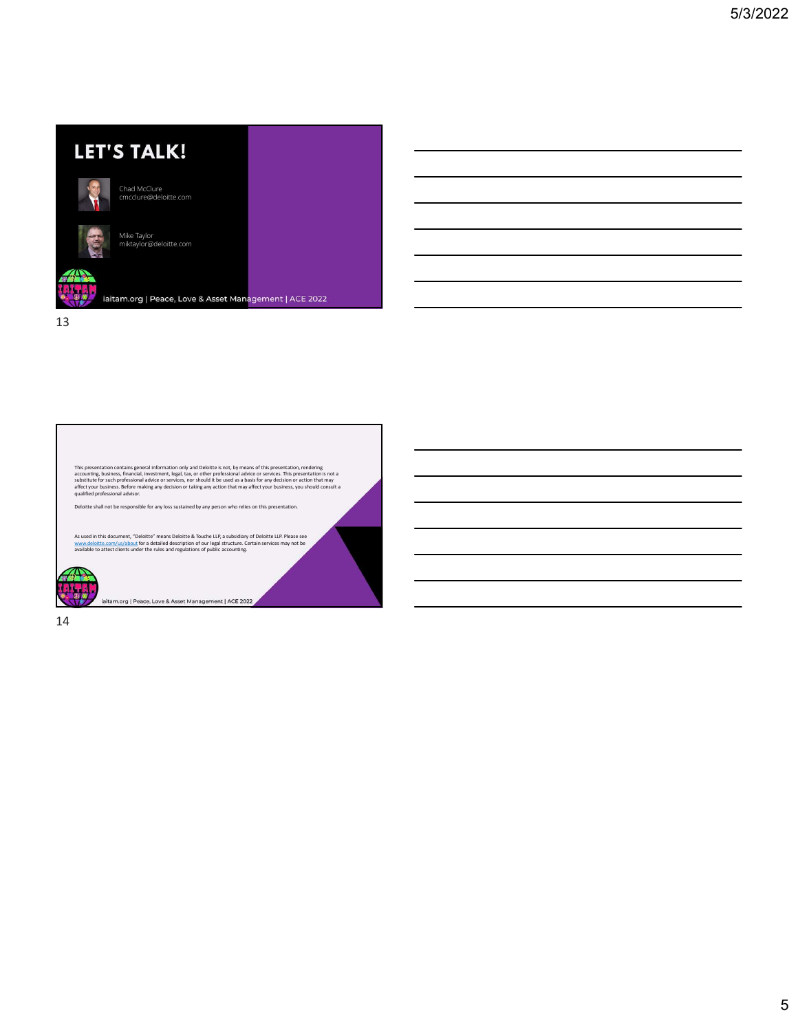# LET'S TALK!

Chad McClure
cmcclure@deloitte.com

Mike Taylor
miktaylor@deloitte.com

iaitam.org | Peace, Love & Asset Management | ACE 2022

13

This presentation contains general information only and Deloitte is not, by means of this presentation, rendering accounting, business, financial, investment, legal, tax, or other professional advice or services. This presentation is not a substitute for such professional advice or services, nor should it be used as a basis for any decision or action that may affect your business. Before making any decision or taking any action that may affect your business, you should consult a qualified professional advisor.

Deloitte shall not be responsible for any loss sustained by any person who relies on this presentation.

As used in this document, "Deloitte" means Deloitte & Touche LLP, a subsidiary of Deloitte LLP. Please see www.deloitte.com/us/about for a detailed description of our legal structure. Certain services may not be available to attest clients under the rules and regulations of public accounting.

iaitam.org | Peace, Love & Asset Management | ACE 2022

14